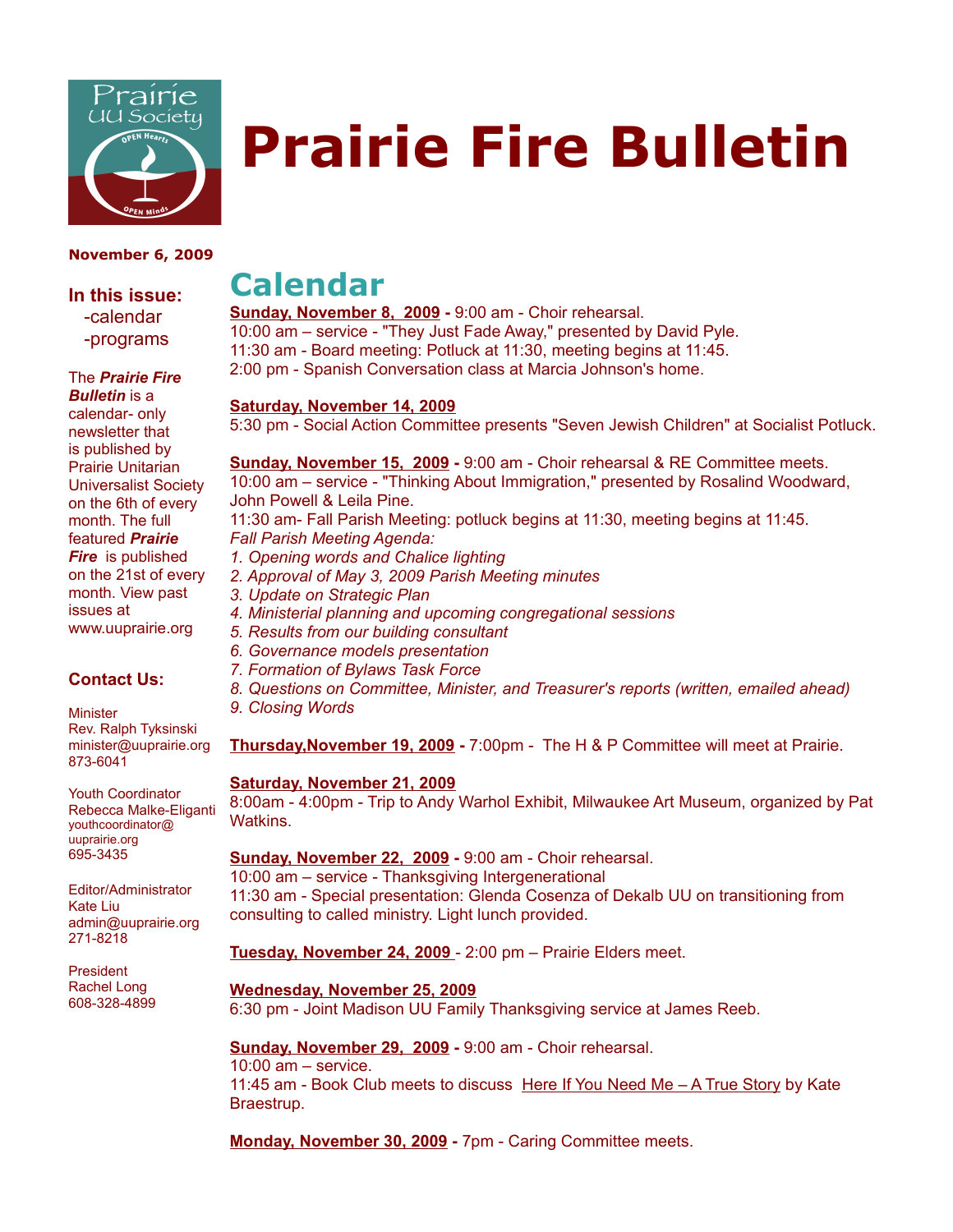# Prairie Fire Bulletin

**November 6, 2009**

**In this issue:**
-calendar
-programs

The ***Prairie Fire Bulletin*** is a calendar- only newsletter that is published by Prairie Unitarian Universalist Society on the 6th of every month. The full featured ***Prairie Fire*** is published on the 21st of every month. View past issues at www.uuprairie.org

**Contact Us:**

Minister
Rev. Ralph Tyksinski
minister@uuprairie.org
873-6041

Youth Coordinator
Rebecca Malke-Eliganti
youthcoordinator@uuprairie.org
695-3435

Editor/Administrator
Kate Liu
admin@uuprairie.org
271-8218

President
Rachel Long
608-328-4899

# Calendar

**Sunday, November 8, 2009 -** 9:00 am - Choir rehearsal.
10:00 am – service - "They Just Fade Away," presented by David Pyle.
11:30 am - Board meeting: Potluck at 11:30, meeting begins at 11:45.
2:00 pm - Spanish Conversation class at Marcia Johnson's home.

**Saturday, November 14, 2009**
5:30 pm - Social Action Committee presents "Seven Jewish Children" at Socialist Potluck.

**Sunday, November 15, 2009 -** 9:00 am - Choir rehearsal & RE Committee meets.
10:00 am – service - "Thinking About Immigration," presented by Rosalind Woodward, John Powell & Leila Pine.
11:30 am- Fall Parish Meeting: potluck begins at 11:30, meeting begins at 11:45.
*Fall Parish Meeting Agenda:*
*1. Opening words and Chalice lighting*
*2. Approval of May 3, 2009 Parish Meeting minutes*
*3. Update on Strategic Plan*
*4. Ministerial planning and upcoming congregational sessions*
*5. Results from our building consultant*
*6. Governance models presentation*
*7. Formation of Bylaws Task Force*
*8. Questions on Committee, Minister, and Treasurer's reports (written, emailed ahead)*
*9. Closing Words*

**Thursday,November 19, 2009 -** 7:00pm - The H & P Committee will meet at Prairie.

**Saturday, November 21, 2009**
8:00am - 4:00pm - Trip to Andy Warhol Exhibit, Milwaukee Art Museum, organized by Pat Watkins.

**Sunday, November 22, 2009 -** 9:00 am - Choir rehearsal.
10:00 am – service - Thanksgiving Intergenerational
11:30 am - Special presentation: Glenda Cosenza of Dekalb UU on transitioning from consulting to called ministry. Light lunch provided.

**Tuesday, November 24, 2009** - 2:00 pm – Prairie Elders meet.

**Wednesday, November 25, 2009**
6:30 pm - Joint Madison UU Family Thanksgiving service at James Reeb.

**Sunday, November 29, 2009 -** 9:00 am - Choir rehearsal.
10:00 am – service.
11:45 am - Book Club meets to discuss Here If You Need Me – A True Story by Kate Braestrup.

**Monday, November 30, 2009 -** 7pm - Caring Committee meets.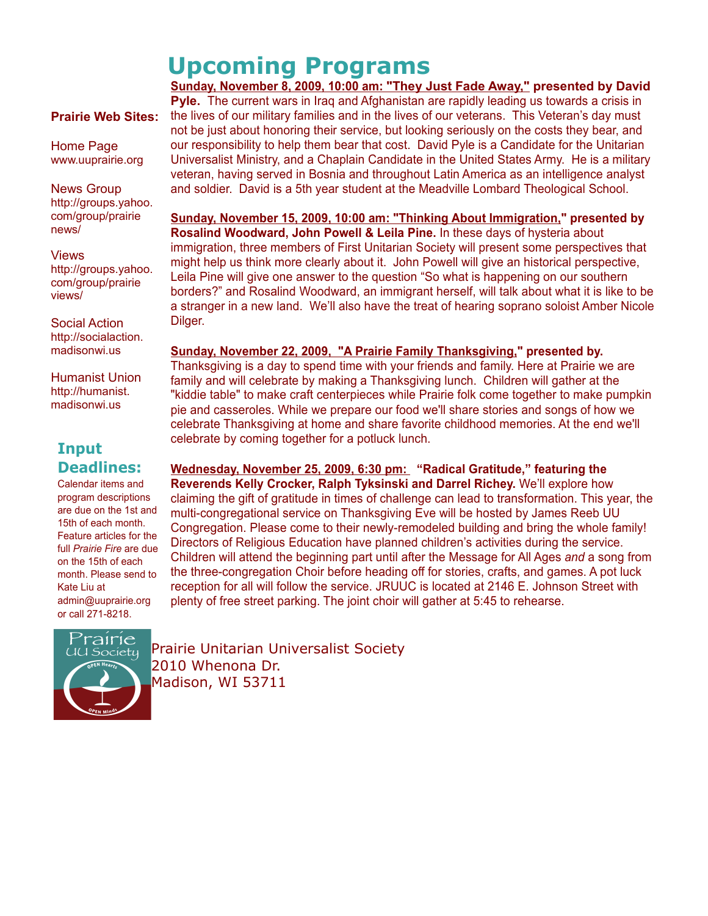# Upcoming Programs

**Prairie Web Sites:**

Home Page
www.uuprairie.org

News Group
http://groups.yahoo.com/group/prairienews/

Views
http://groups.yahoo.com/group/prairieviews/

Social Action
http://socialaction.madisonwi.us

Humanist Union
http://humanist.madisonwi.us

## Input Deadlines:

Calendar items and program descriptions are due on the 1st and 15th of each month. Feature articles for the full *Prairie Fire* are due on the 15th of each month. Please send to Kate Liu at admin@uuprairie.org or call 271-8218.

**Sunday, November 8, 2009, 10:00 am: "They Just Fade Away," presented by David Pyle.** The current wars in Iraq and Afghanistan are rapidly leading us towards a crisis in the lives of our military families and in the lives of our veterans. This Veteran's day must not be just about honoring their service, but looking seriously on the costs they bear, and our responsibility to help them bear that cost. David Pyle is a Candidate for the Unitarian Universalist Ministry, and a Chaplain Candidate in the United States Army. He is a military veteran, having served in Bosnia and throughout Latin America as an intelligence analyst and soldier. David is a 5th year student at the Meadville Lombard Theological School.

**Sunday, November 15, 2009, 10:00 am: "Thinking About Immigration," presented by Rosalind Woodward, John Powell & Leila Pine.** In these days of hysteria about immigration, three members of First Unitarian Society will present some perspectives that might help us think more clearly about it. John Powell will give an historical perspective, Leila Pine will give one answer to the question "So what is happening on our southern borders?" and Rosalind Woodward, an immigrant herself, will talk about what it is like to be a stranger in a new land. We'll also have the treat of hearing soprano soloist Amber Nicole Dilger.

**Sunday, November 22, 2009, "A Prairie Family Thanksgiving," presented by.** Thanksgiving is a day to spend time with your friends and family. Here at Prairie we are family and will celebrate by making a Thanksgiving lunch. Children will gather at the "kiddie table" to make craft centerpieces while Prairie folk come together to make pumpkin pie and casseroles. While we prepare our food we'll share stories and songs of how we celebrate Thanksgiving at home and share favorite childhood memories. At the end we'll celebrate by coming together for a potluck lunch.

**Wednesday, November 25, 2009, 6:30 pm: "Radical Gratitude," featuring the Reverends Kelly Crocker, Ralph Tyksinski and Darrel Richey.** We'll explore how claiming the gift of gratitude in times of challenge can lead to transformation. This year, the multi-congregational service on Thanksgiving Eve will be hosted by James Reeb UU Congregation. Please come to their newly-remodeled building and bring the whole family! Directors of Religious Education have planned children's activities during the service. Children will attend the beginning part until after the Message for All Ages *and* a song from the three-congregation Choir before heading off for stories, crafts, and games. A pot luck reception for all will follow the service. JRUUC is located at 2146 E. Johnson Street with plenty of free street parking. The joint choir will gather at 5:45 to rehearse.

Prairie UU Society — OPEN Hearts, OPEN Minds

Prairie Unitarian Universalist Society
2010 Whenona Dr.
Madison, WI 53711